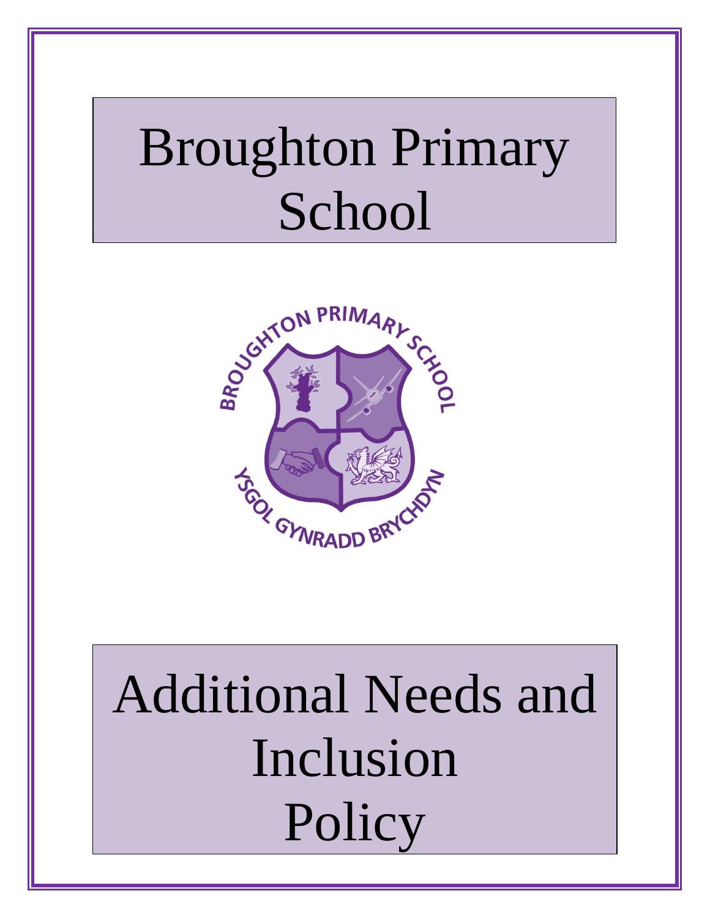# Broughton Primary School

# Additional Needs and Inclusion Policy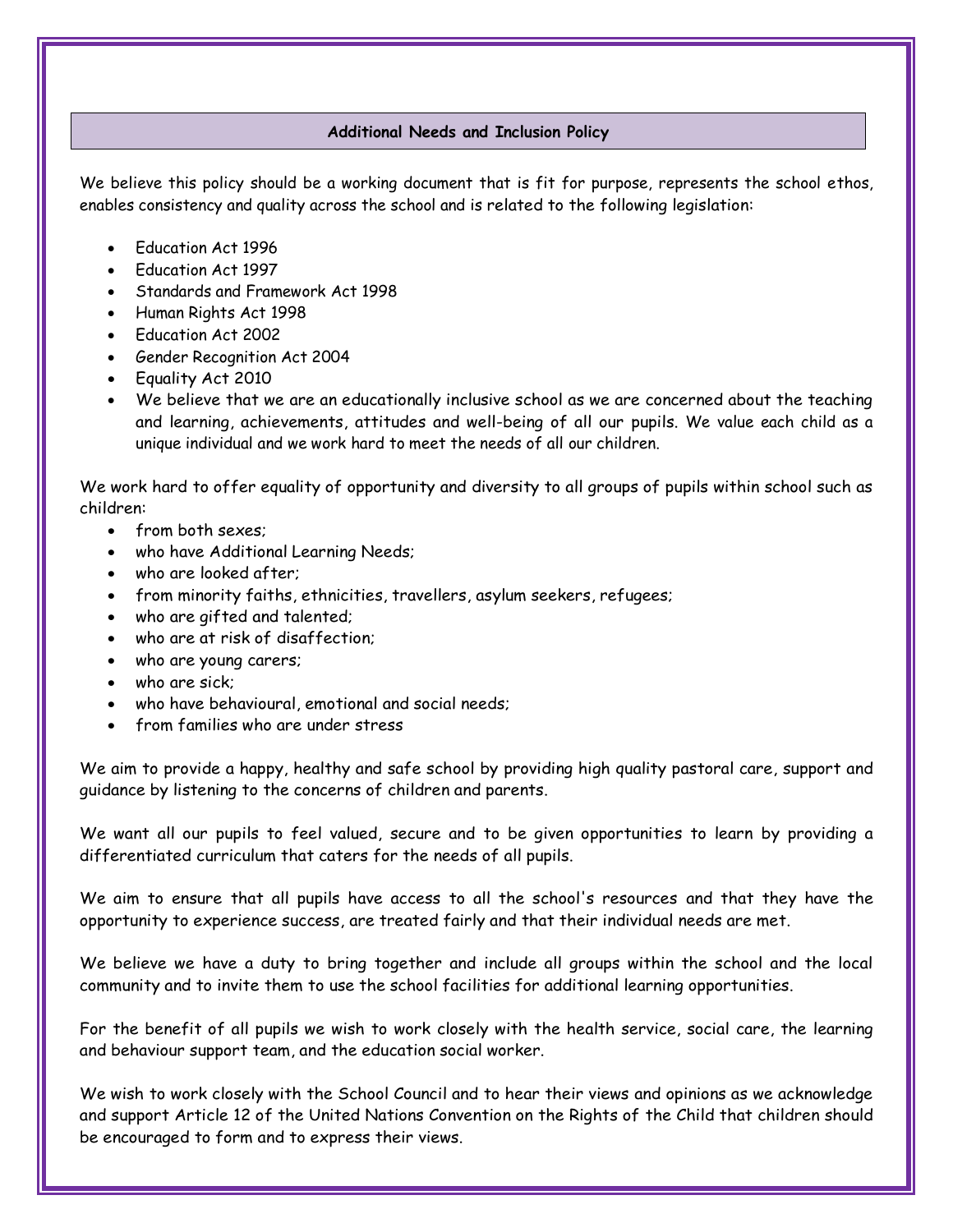## Additional Needs and Inclusion Policy

We believe this policy should be a working document that is fit for purpose, represents the school ethos, enables consistency and quality across the school and is related to the following legislation:

- Education Act 1996
- Education Act 1997
- Standards and Framework Act 1998
- Human Rights Act 1998
- Education Act 2002
- Gender Recognition Act 2004
- Equality Act 2010
- We believe that we are an educationally inclusive school as we are concerned about the teaching and learning, achievements, attitudes and well-being of all our pupils. We value each child as a unique individual and we work hard to meet the needs of all our children.

We work hard to offer equality of opportunity and diversity to all groups of pupils within school such as children:

- from both sexes;
- who have Additional Learning Needs;
- who are looked after;
- from minority faiths, ethnicities, travellers, asylum seekers, refugees;
- who are gifted and talented;
- who are at risk of disaffection;
- who are young carers;
- who are sick;
- who have behavioural, emotional and social needs;
- from families who are under stress

We aim to provide a happy, healthy and safe school by providing high quality pastoral care, support and guidance by listening to the concerns of children and parents.

We want all our pupils to feel valued, secure and to be given opportunities to learn by providing a differentiated curriculum that caters for the needs of all pupils.

We aim to ensure that all pupils have access to all the school's resources and that they have the opportunity to experience success, are treated fairly and that their individual needs are met.

We believe we have a duty to bring together and include all groups within the school and the local community and to invite them to use the school facilities for additional learning opportunities.

For the benefit of all pupils we wish to work closely with the health service, social care, the learning and behaviour support team, and the education social worker.

We wish to work closely with the School Council and to hear their views and opinions as we acknowledge and support Article 12 of the United Nations Convention on the Rights of the Child that children should be encouraged to form and to express their views.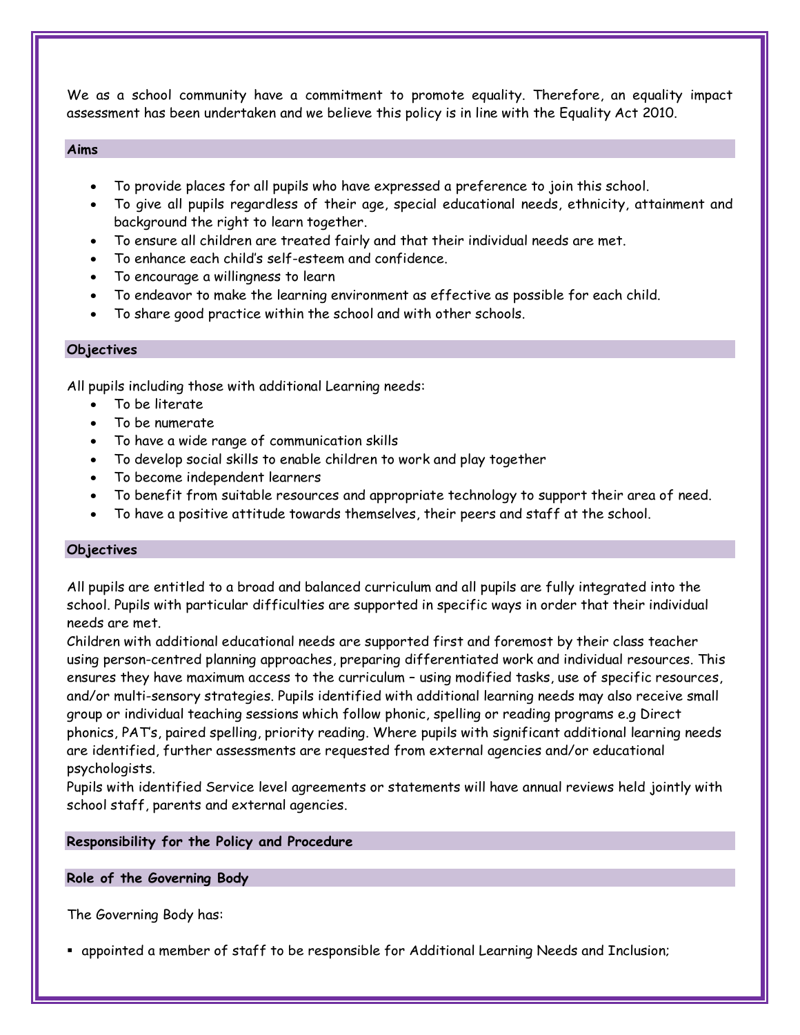We as a school community have a commitment to promote equality. Therefore, an equality impact assessment has been undertaken and we believe this policy is in line with the Equality Act 2010.

### Aims

- To provide places for all pupils who have expressed a preference to join this school.
- To give all pupils regardless of their age, special educational needs, ethnicity, attainment and background the right to learn together.
- To ensure all children are treated fairly and that their individual needs are met.
- To enhance each child's self-esteem and confidence.
- To encourage a willingness to learn
- To endeavor to make the learning environment as effective as possible for each child.
- To share good practice within the school and with other schools.

### Objectives

All pupils including those with additional Learning needs:

- To be literate
- To be numerate
- To have a wide range of communication skills
- To develop social skills to enable children to work and play together
- To become independent learners
- To benefit from suitable resources and appropriate technology to support their area of need.
- To have a positive attitude towards themselves, their peers and staff at the school.

### Objectives

All pupils are entitled to a broad and balanced curriculum and all pupils are fully integrated into the school. Pupils with particular difficulties are supported in specific ways in order that their individual needs are met.
Children with additional educational needs are supported first and foremost by their class teacher using person-centred planning approaches, preparing differentiated work and individual resources. This ensures they have maximum access to the curriculum – using modified tasks, use of specific resources, and/or multi-sensory strategies. Pupils identified with additional learning needs may also receive small group or individual teaching sessions which follow phonic, spelling or reading programs e.g Direct phonics, PAT's, paired spelling, priority reading. Where pupils with significant additional learning needs are identified, further assessments are requested from external agencies and/or educational psychologists.
Pupils with identified Service level agreements or statements will have annual reviews held jointly with school staff, parents and external agencies.

### Responsibility for the Policy and Procedure

### Role of the Governing Body

The Governing Body has:

- appointed a member of staff to be responsible for Additional Learning Needs and Inclusion;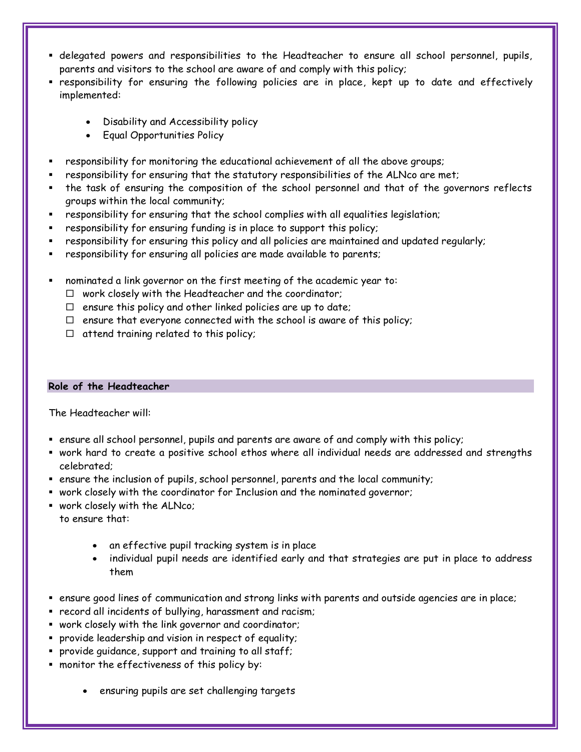- delegated powers and responsibilities to the Headteacher to ensure all school personnel, pupils, parents and visitors to the school are aware of and comply with this policy;
- responsibility for ensuring the following policies are in place, kept up to date and effectively implemented:
  - Disability and Accessibility policy
  - Equal Opportunities Policy
- responsibility for monitoring the educational achievement of all the above groups;
- responsibility for ensuring that the statutory responsibilities of the ALNco are met;
- the task of ensuring the composition of the school personnel and that of the governors reflects groups within the local community;
- responsibility for ensuring that the school complies with all equalities legislation;
- responsibility for ensuring funding is in place to support this policy;
- responsibility for ensuring this policy and all policies are maintained and updated regularly;
- responsibility for ensuring all policies are made available to parents;
- nominated a link governor on the first meeting of the academic year to:
  - ☐ work closely with the Headteacher and the coordinator;
  - ☐ ensure this policy and other linked policies are up to date;
  - ☐ ensure that everyone connected with the school is aware of this policy;
  - ☐ attend training related to this policy;

**Role of the Headteacher**

The Headteacher will:

- ensure all school personnel, pupils and parents are aware of and comply with this policy;
- work hard to create a positive school ethos where all individual needs are addressed and strengths celebrated;
- ensure the inclusion of pupils, school personnel, parents and the local community;
- work closely with the coordinator for Inclusion and the nominated governor;
- work closely with the ALNco;
  to ensure that:
  - an effective pupil tracking system is in place
  - individual pupil needs are identified early and that strategies are put in place to address them
- ensure good lines of communication and strong links with parents and outside agencies are in place;
- record all incidents of bullying, harassment and racism;
- work closely with the link governor and coordinator;
- provide leadership and vision in respect of equality;
- provide guidance, support and training to all staff;
- monitor the effectiveness of this policy by:
  - ensuring pupils are set challenging targets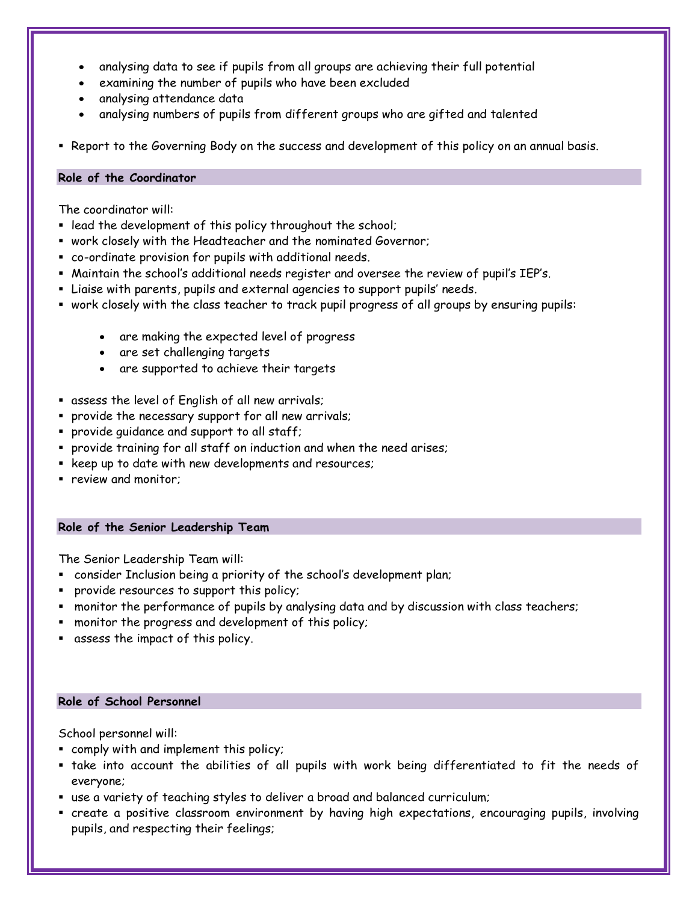- analysing data to see if pupils from all groups are achieving their full potential
- examining the number of pupils who have been excluded
- analysing attendance data
- analysing numbers of pupils from different groups who are gifted and talented

- Report to the Governing Body on the success and development of this policy on an annual basis.

### Role of the Coordinator

The coordinator will:

- lead the development of this policy throughout the school;
- work closely with the Headteacher and the nominated Governor;
- co-ordinate provision for pupils with additional needs.
- Maintain the school's additional needs register and oversee the review of pupil's IEP's.
- Liaise with parents, pupils and external agencies to support pupils' needs.
- work closely with the class teacher to track pupil progress of all groups by ensuring pupils:
    - are making the expected level of progress
    - are set challenging targets
    - are supported to achieve their targets
- assess the level of English of all new arrivals;
- provide the necessary support for all new arrivals;
- provide guidance and support to all staff;
- provide training for all staff on induction and when the need arises;
- keep up to date with new developments and resources;
- review and monitor;

### Role of the Senior Leadership Team

The Senior Leadership Team will:

- consider Inclusion being a priority of the school's development plan;
- provide resources to support this policy;
- monitor the performance of pupils by analysing data and by discussion with class teachers;
- monitor the progress and development of this policy;
- assess the impact of this policy.

### Role of School Personnel

School personnel will:

- comply with and implement this policy;
- take into account the abilities of all pupils with work being differentiated to fit the needs of everyone;
- use a variety of teaching styles to deliver a broad and balanced curriculum;
- create a positive classroom environment by having high expectations, encouraging pupils, involving pupils, and respecting their feelings;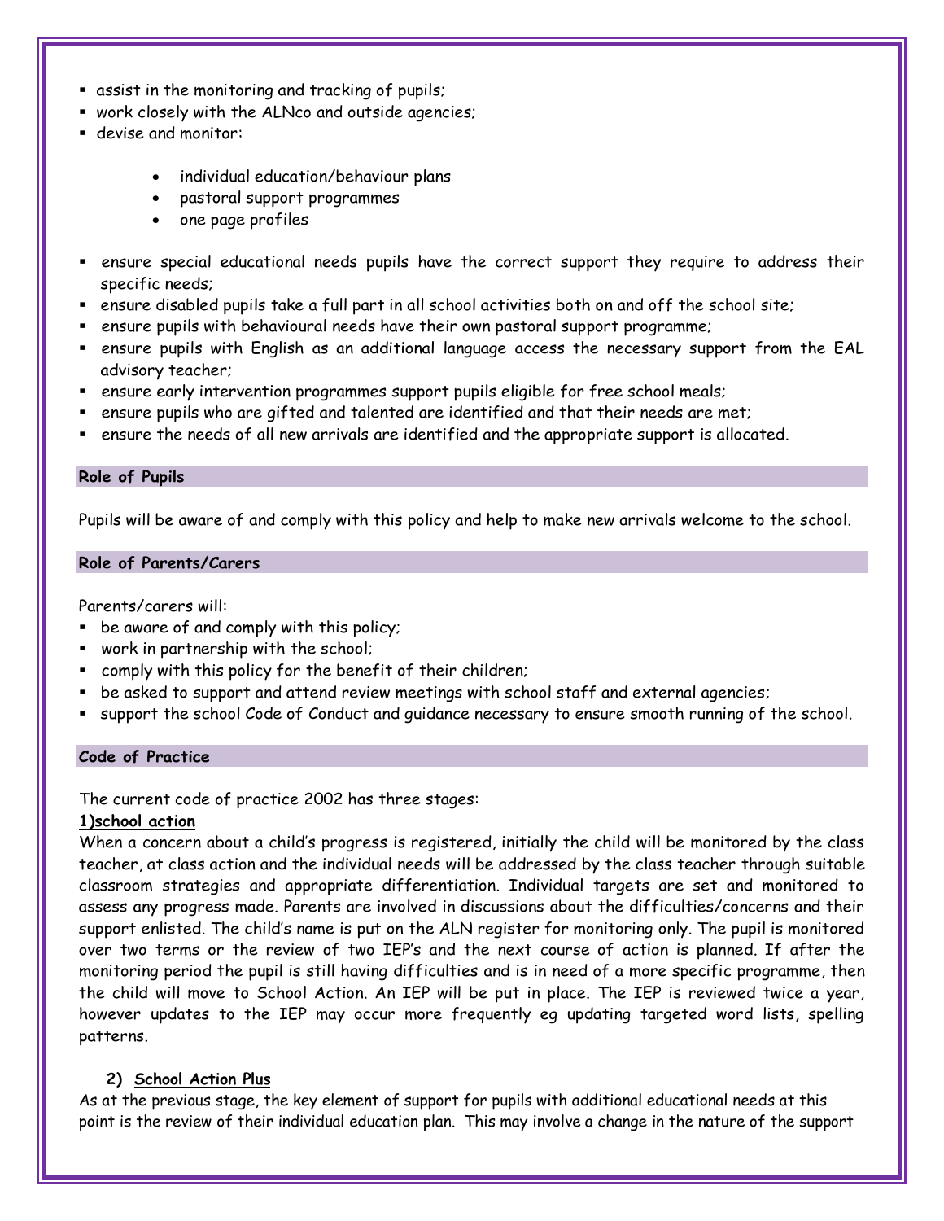- assist in the monitoring and tracking of pupils;
- work closely with the ALNco and outside agencies;
- devise and monitor:
    - individual education/behaviour plans
    - pastoral support programmes
    - one page profiles
- ensure special educational needs pupils have the correct support they require to address their specific needs;
- ensure disabled pupils take a full part in all school activities both on and off the school site;
- ensure pupils with behavioural needs have their own pastoral support programme;
- ensure pupils with English as an additional language access the necessary support from the EAL advisory teacher;
- ensure early intervention programmes support pupils eligible for free school meals;
- ensure pupils who are gifted and talented are identified and that their needs are met;
- ensure the needs of all new arrivals are identified and the appropriate support is allocated.

## Role of Pupils

Pupils will be aware of and comply with this policy and help to make new arrivals welcome to the school.

## Role of Parents/Carers

Parents/carers will:

- be aware of and comply with this policy;
- work in partnership with the school;
- comply with this policy for the benefit of their children;
- be asked to support and attend review meetings with school staff and external agencies;
- support the school Code of Conduct and guidance necessary to ensure smooth running of the school.

## Code of Practice

The current code of practice 2002 has three stages:

**1)school action**

When a concern about a child's progress is registered, initially the child will be monitored by the class teacher, at class action and the individual needs will be addressed by the class teacher through suitable classroom strategies and appropriate differentiation. Individual targets are set and monitored to assess any progress made. Parents are involved in discussions about the difficulties/concerns and their support enlisted. The child's name is put on the ALN register for monitoring only. The pupil is monitored over two terms or the review of two IEP's and the next course of action is planned. If after the monitoring period the pupil is still having difficulties and is in need of a more specific programme, then the child will move to School Action. An IEP will be put in place. The IEP is reviewed twice a year, however updates to the IEP may occur more frequently eg updating targeted word lists, spelling patterns.

**2) School Action Plus**

As at the previous stage, the key element of support for pupils with additional educational needs at this point is the review of their individual education plan. This may involve a change in the nature of the support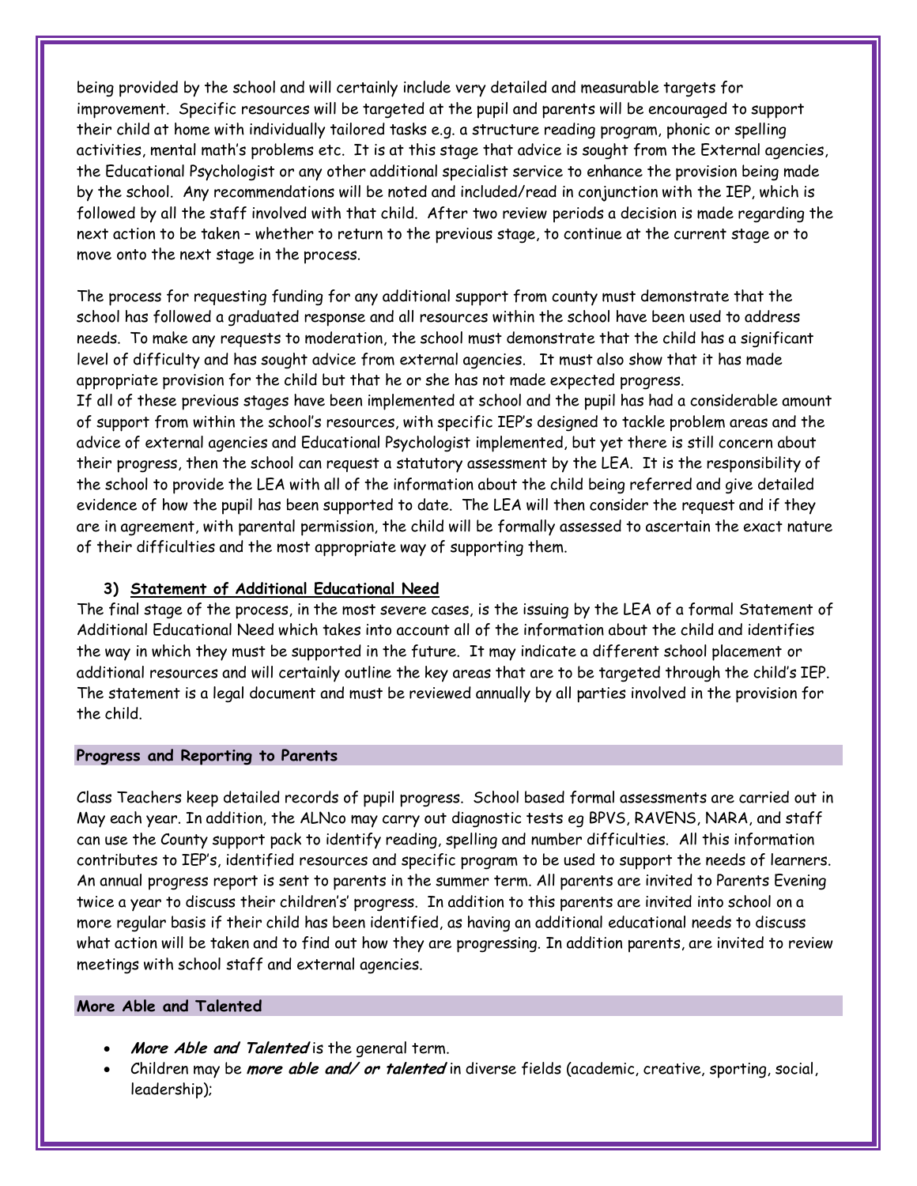being provided by the school and will certainly include very detailed and measurable targets for improvement. Specific resources will be targeted at the pupil and parents will be encouraged to support their child at home with individually tailored tasks e.g. a structure reading program, phonic or spelling activities, mental math's problems etc. It is at this stage that advice is sought from the External agencies, the Educational Psychologist or any other additional specialist service to enhance the provision being made by the school. Any recommendations will be noted and included/read in conjunction with the IEP, which is followed by all the staff involved with that child. After two review periods a decision is made regarding the next action to be taken – whether to return to the previous stage, to continue at the current stage or to move onto the next stage in the process.

The process for requesting funding for any additional support from county must demonstrate that the school has followed a graduated response and all resources within the school have been used to address needs. To make any requests to moderation, the school must demonstrate that the child has a significant level of difficulty and has sought advice from external agencies. It must also show that it has made appropriate provision for the child but that he or she has not made expected progress.
If all of these previous stages have been implemented at school and the pupil has had a considerable amount of support from within the school's resources, with specific IEP's designed to tackle problem areas and the advice of external agencies and Educational Psychologist implemented, but yet there is still concern about their progress, then the school can request a statutory assessment by the LEA. It is the responsibility of the school to provide the LEA with all of the information about the child being referred and give detailed evidence of how the pupil has been supported to date. The LEA will then consider the request and if they are in agreement, with parental permission, the child will be formally assessed to ascertain the exact nature of their difficulties and the most appropriate way of supporting them.

### 3) Statement of Additional Educational Need

The final stage of the process, in the most severe cases, is the issuing by the LEA of a formal Statement of Additional Educational Need which takes into account all of the information about the child and identifies the way in which they must be supported in the future. It may indicate a different school placement or additional resources and will certainly outline the key areas that are to be targeted through the child's IEP. The statement is a legal document and must be reviewed annually by all parties involved in the provision for the child.

## Progress and Reporting to Parents

Class Teachers keep detailed records of pupil progress. School based formal assessments are carried out in May each year. In addition, the ALNco may carry out diagnostic tests eg BPVS, RAVENS, NARA, and staff can use the County support pack to identify reading, spelling and number difficulties. All this information contributes to IEP's, identified resources and specific program to be used to support the needs of learners. An annual progress report is sent to parents in the summer term. All parents are invited to Parents Evening twice a year to discuss their childrens' progress. In addition to this parents are invited into school on a more regular basis if their child has been identified, as having an additional educational needs to discuss what action will be taken and to find out how they are progressing. In addition parents, are invited to review meetings with school staff and external agencies.

## More Able and Talented

- ***More Able and Talented*** is the general term.
- Children may be ***more able and/ or talented*** in diverse fields (academic, creative, sporting, social, leadership);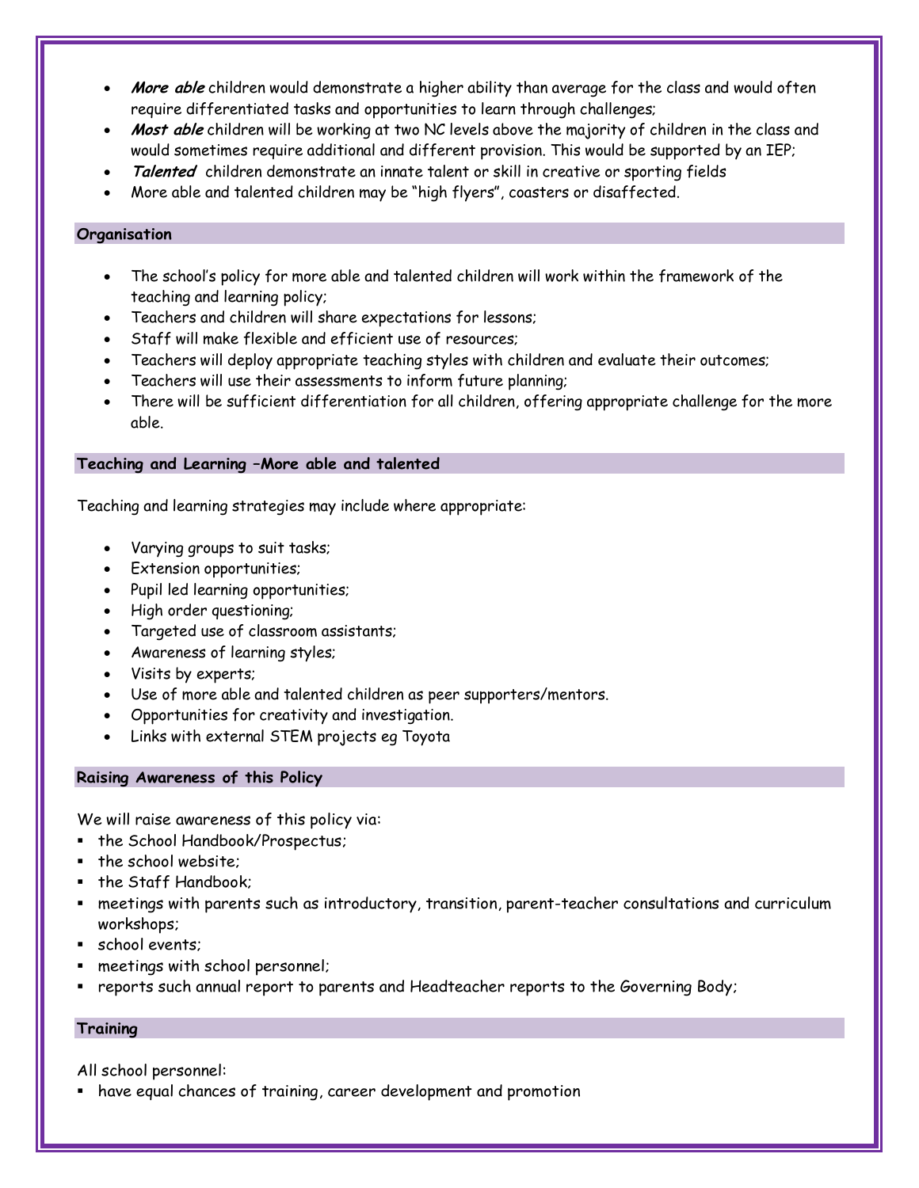- ***More able*** children would demonstrate a higher ability than average for the class and would often require differentiated tasks and opportunities to learn through challenges;
- ***Most able*** children will be working at two NC levels above the majority of children in the class and would sometimes require additional and different provision. This would be supported by an IEP;
- ***Talented*** children demonstrate an innate talent or skill in creative or sporting fields
- More able and talented children may be "high flyers", coasters or disaffected.

## Organisation

- The school's policy for more able and talented children will work within the framework of the teaching and learning policy;
- Teachers and children will share expectations for lessons;
- Staff will make flexible and efficient use of resources;
- Teachers will deploy appropriate teaching styles with children and evaluate their outcomes;
- Teachers will use their assessments to inform future planning;
- There will be sufficient differentiation for all children, offering appropriate challenge for the more able.

## Teaching and Learning –More able and talented

Teaching and learning strategies may include where appropriate:

- Varying groups to suit tasks;
- Extension opportunities;
- Pupil led learning opportunities;
- High order questioning;
- Targeted use of classroom assistants;
- Awareness of learning styles;
- Visits by experts;
- Use of more able and talented children as peer supporters/mentors.
- Opportunities for creativity and investigation.
- Links with external STEM projects eg Toyota

## Raising Awareness of this Policy

We will raise awareness of this policy via:

- the School Handbook/Prospectus;
- the school website;
- the Staff Handbook;
- meetings with parents such as introductory, transition, parent-teacher consultations and curriculum workshops;
- school events;
- meetings with school personnel;
- reports such annual report to parents and Headteacher reports to the Governing Body;

## Training

All school personnel:

- have equal chances of training, career development and promotion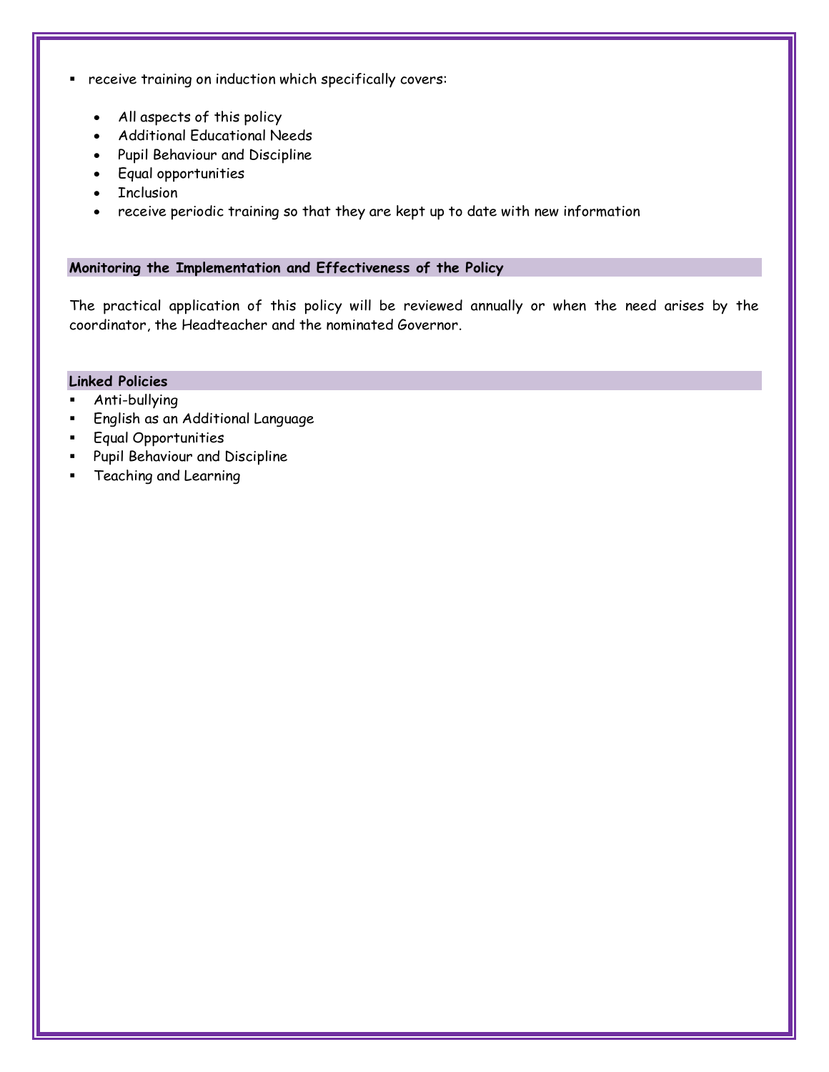- receive training on induction which specifically covers:
  - All aspects of this policy
  - Additional Educational Needs
  - Pupil Behaviour and Discipline
  - Equal opportunities
  - Inclusion
  - receive periodic training so that they are kept up to date with new information

## Monitoring the Implementation and Effectiveness of the Policy

The practical application of this policy will be reviewed annually or when the need arises by the coordinator, the Headteacher and the nominated Governor.

## Linked Policies

- Anti-bullying
- English as an Additional Language
- Equal Opportunities
- Pupil Behaviour and Discipline
- Teaching and Learning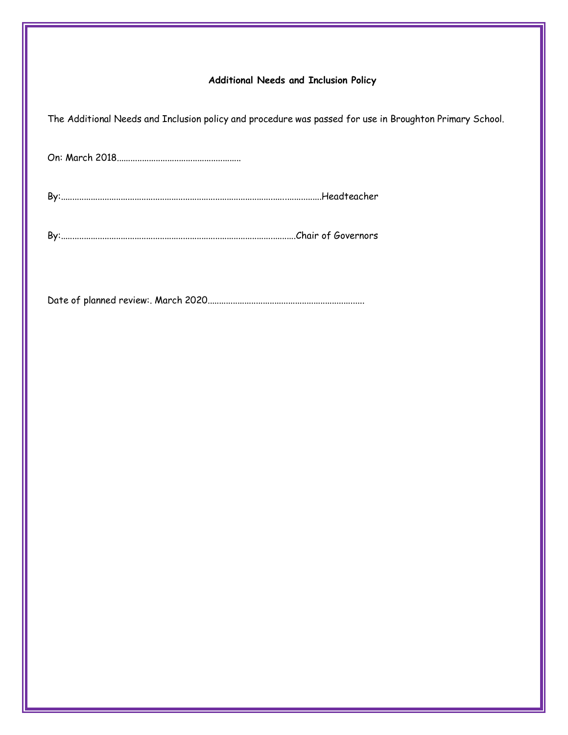**Additional Needs and Inclusion Policy**

The Additional Needs and Inclusion policy and procedure was passed for use in Broughton Primary School.

On: March 2018………………………………………………

By:…………………………………………………………………………………..……………Headteacher

By:………………………………………………………………………………………….Chair of Governors

Date of planned review:. March 2020…………………………………………………………